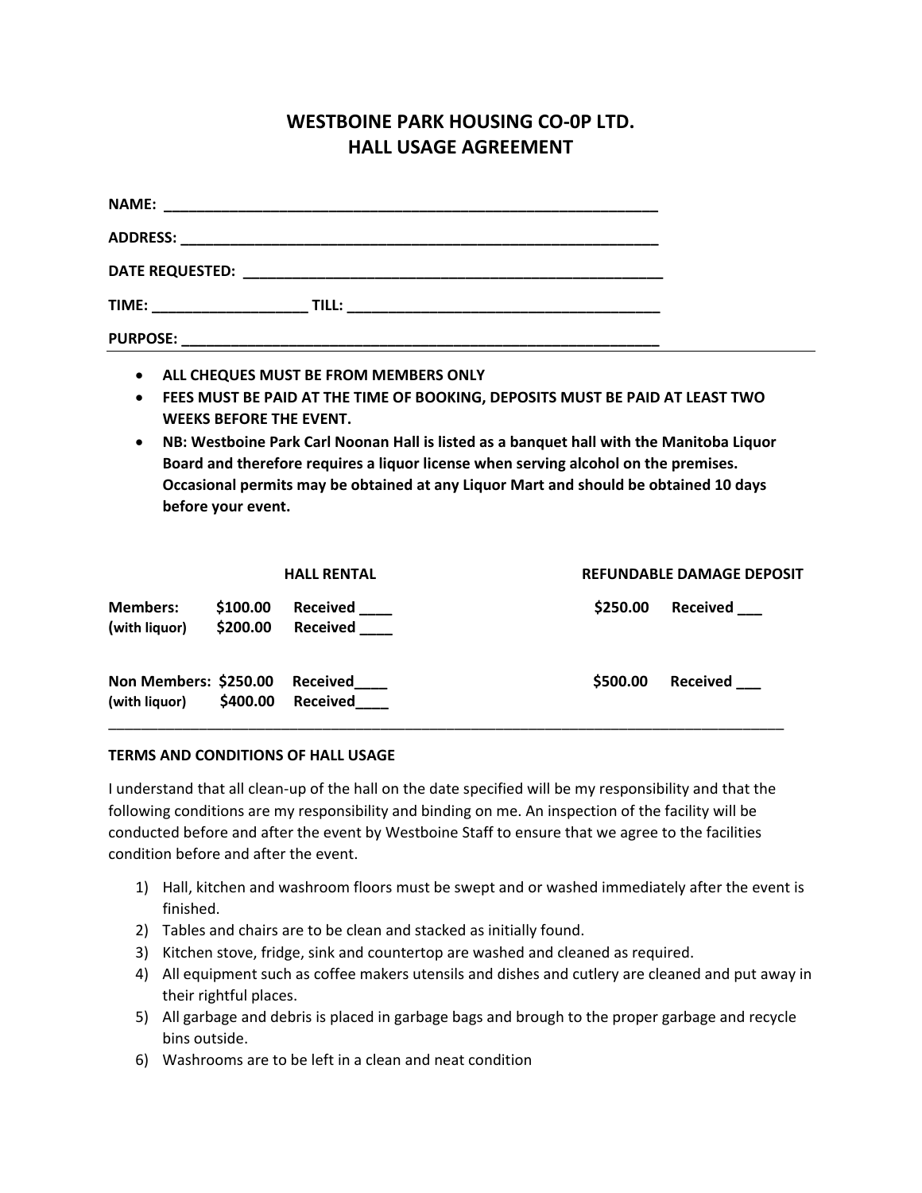# WESTBOINE PARK HOUSING CO-0P LTD.
# HALL USAGE AGREEMENT

**NAME:** ____________________________________________________________

**ADDRESS:** __________________________________________________________

**DATE REQUESTED:** ___________________________________________________

**TIME:** __________________ **TILL:** ____________________________________

**PURPOSE:** __________________________________________________________

- **ALL CHEQUES MUST BE FROM MEMBERS ONLY**
- **FEES MUST BE PAID AT THE TIME OF BOOKING, DEPOSITS MUST BE PAID AT LEAST TWO WEEKS BEFORE THE EVENT.**
- **NB: Westboine Park Carl Noonan Hall is listed as a banquet hall with the Manitoba Liquor Board and therefore requires a liquor license when serving alcohol on the premises. Occasional permits may be obtained at any Liquor Mart and should be obtained 10 days before your event.**

| | HALL RENTAL | | REFUNDABLE DAMAGE DEPOSIT | |
|---|---|---|---|---|
| **Members:** | **$100.00** | **Received ____** | **$250.00** | **Received ___** |
| **(with liquor)** | **$200.00** | **Received ____** | | |
| **Non Members:** | **$250.00** | **Received____** | **$500.00** | **Received ___** |
| **(with liquor)** | **$400.00** | **Received____** | | |

**TERMS AND CONDITIONS OF HALL USAGE**

I understand that all clean-up of the hall on the date specified will be my responsibility and that the following conditions are my responsibility and binding on me. An inspection of the facility will be conducted before and after the event by Westboine Staff to ensure that we agree to the facilities condition before and after the event.

1) Hall, kitchen and washroom floors must be swept and or washed immediately after the event is finished.
2) Tables and chairs are to be clean and stacked as initially found.
3) Kitchen stove, fridge, sink and countertop are washed and cleaned as required.
4) All equipment such as coffee makers utensils and dishes and cutlery are cleaned and put away in their rightful places.
5) All garbage and debris is placed in garbage bags and brough to the proper garbage and recycle bins outside.
6) Washrooms are to be left in a clean and neat condition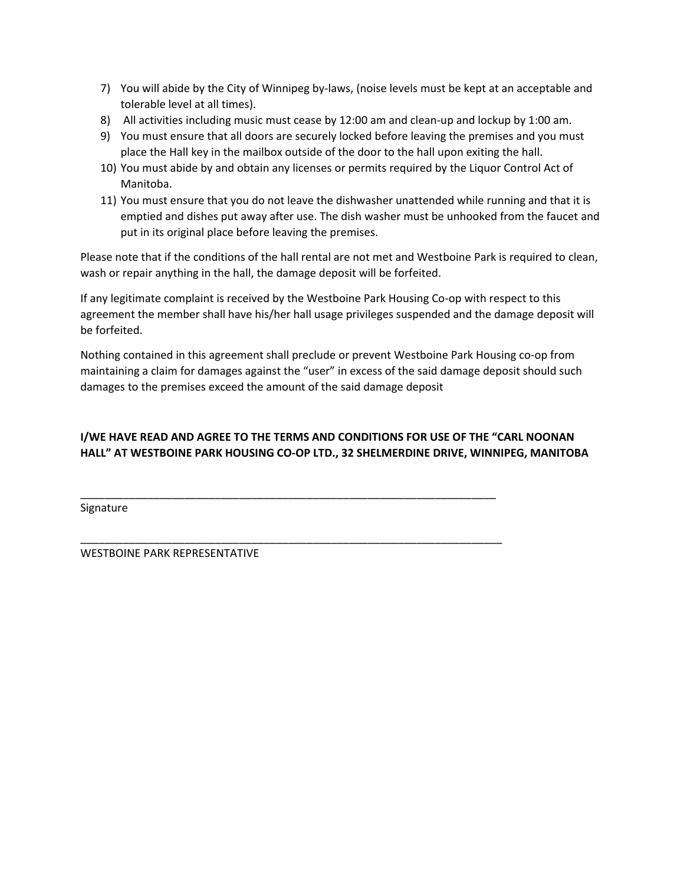7) You will abide by the City of Winnipeg by-laws, (noise levels must be kept at an acceptable and tolerable level at all times).
8) All activities including music must cease by 12:00 am and clean-up and lockup by 1:00 am.
9) You must ensure that all doors are securely locked before leaving the premises and you must place the Hall key in the mailbox outside of the door to the hall upon exiting the hall.
10) You must abide by and obtain any licenses or permits required by the Liquor Control Act of Manitoba.
11) You must ensure that you do not leave the dishwasher unattended while running and that it is emptied and dishes put away after use. The dish washer must be unhooked from the faucet and put in its original place before leaving the premises.

Please note that if the conditions of the hall rental are not met and Westboine Park is required to clean, wash or repair anything in the hall, the damage deposit will be forfeited.

If any legitimate complaint is received by the Westboine Park Housing Co-op with respect to this agreement the member shall have his/her hall usage privileges suspended and the damage deposit will be forfeited.

Nothing contained in this agreement shall preclude or prevent Westboine Park Housing co-op from maintaining a claim for damages against the "user" in excess of the said damage deposit should such damages to the premises exceed the amount of the said damage deposit

**I/WE HAVE READ AND AGREE TO THE TERMS AND CONDITIONS FOR USE OF THE "CARL NOONAN HALL" AT WESTBOINE PARK HOUSING CO-OP LTD., 32 SHELMERDINE DRIVE, WINNIPEG, MANITOBA**

\_\_\_\_\_\_\_\_\_\_\_\_\_\_\_\_\_\_\_\_\_\_\_\_\_\_\_\_\_\_\_\_\_\_\_\_\_\_\_\_\_\_\_\_\_\_\_\_\_\_\_\_\_\_\_\_\_\_\_\_\_\_\_\_\_\_\_\_\_\_

Signature

\_\_\_\_\_\_\_\_\_\_\_\_\_\_\_\_\_\_\_\_\_\_\_\_\_\_\_\_\_\_\_\_\_\_\_\_\_\_\_\_\_\_\_\_\_\_\_\_\_\_\_\_\_\_\_\_\_\_\_\_\_\_\_\_\_\_\_\_\_\_

WESTBOINE PARK REPRESENTATIVE